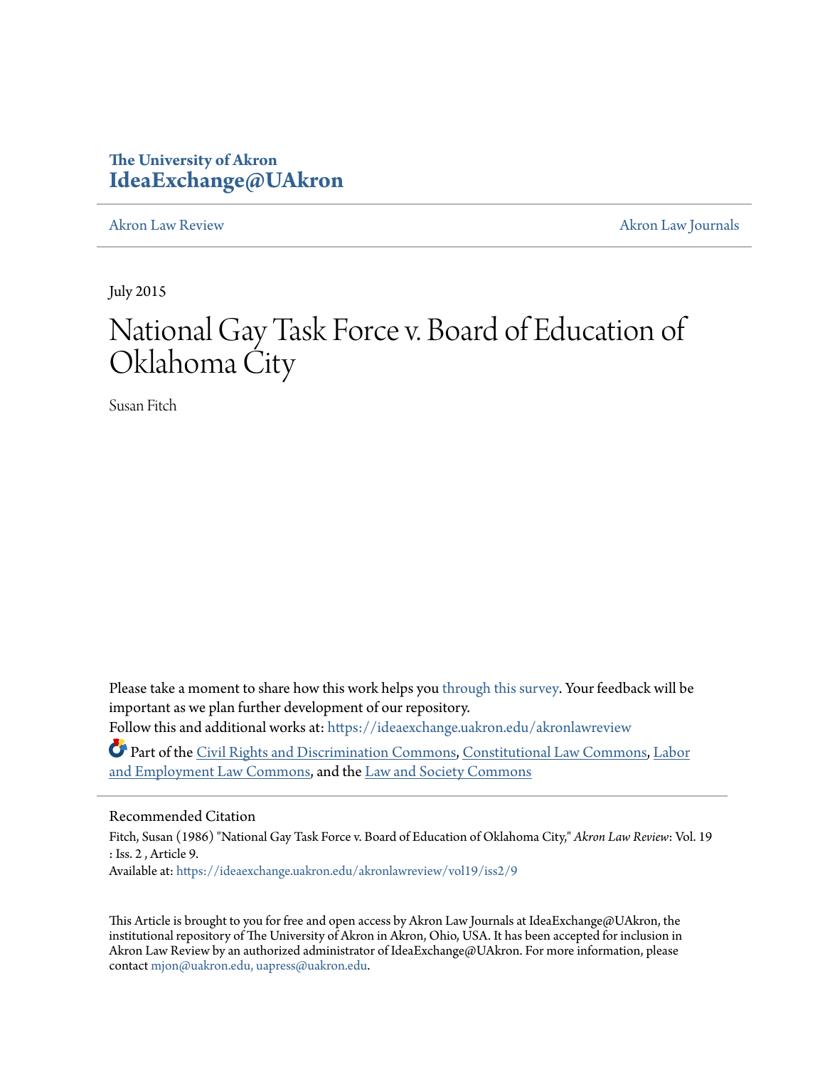The University of Akron
**IdeaExchange@UAkron**

Akron Law Review | Akron Law Journals

July 2015

# National Gay Task Force v. Board of Education of Oklahoma City

Susan Fitch

Please take a moment to share how this work helps you through this survey. Your feedback will be important as we plan further development of our repository.

Follow this and additional works at: https://ideaexchange.uakron.edu/akronlawreview

Part of the Civil Rights and Discrimination Commons, Constitutional Law Commons, Labor and Employment Law Commons, and the Law and Society Commons

## Recommended Citation

Fitch, Susan (1986) "National Gay Task Force v. Board of Education of Oklahoma City," *Akron Law Review*: Vol. 19 : Iss. 2 , Article 9.

Available at: https://ideaexchange.uakron.edu/akronlawreview/vol19/iss2/9

This Article is brought to you for free and open access by Akron Law Journals at IdeaExchange@UAkron, the institutional repository of The University of Akron in Akron, Ohio, USA. It has been accepted for inclusion in Akron Law Review by an authorized administrator of IdeaExchange@UAkron. For more information, please contact mjon@uakron.edu, uapress@uakron.edu.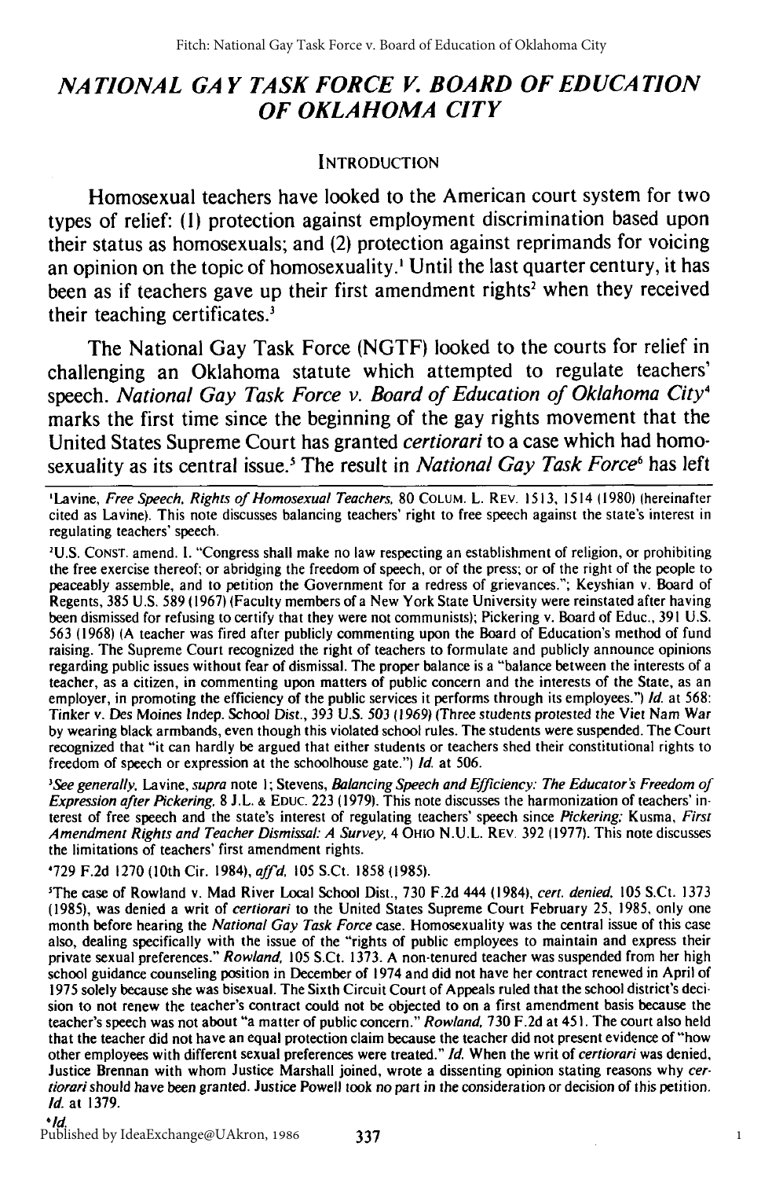# *NATIONAL GAY TASK FORCE V. BOARD OF EDUCATION OF OKLAHOMA CITY*

## INTRODUCTION

Homosexual teachers have looked to the American court system for two types of relief: (1) protection against employment discrimination based upon their status as homosexuals; and (2) protection against reprimands for voicing an opinion on the topic of homosexuality.[1] Until the last quarter century, it has been as if teachers gave up their first amendment rights[2] when they received their teaching certificates.[3]

The National Gay Task Force (NGTF) looked to the courts for relief in challenging an Oklahoma statute which attempted to regulate teachers' speech. *National Gay Task Force v. Board of Education of Oklahoma City*[4] marks the first time since the beginning of the gay rights movement that the United States Supreme Court has granted *certiorari* to a case which had homosexuality as its central issue.[5] The result in *National Gay Task Force*[6] has left

---

[1]Lavine, *Free Speech, Rights of Homosexual Teachers,* 80 COLUM. L. REV. 1513, 1514 (1980) (hereinafter cited as Lavine). This note discusses balancing teachers' right to free speech against the state's interest in regulating teachers' speech.

[2]U.S. CONST. amend. I. "Congress shall make no law respecting an establishment of religion, or prohibiting the free exercise thereof; or abridging the freedom of speech, or of the press; or of the right of the people to peaceably assemble, and to petition the Government for a redress of grievances."; Keyshian v. Board of Regents, 385 U.S. 589 (1967) (Faculty members of a New York State University were reinstated after having been dismissed for refusing to certify that they were not communists); Pickering v. Board of Educ., 391 U.S. 563 (1968) (A teacher was fired after publicly commenting upon the Board of Education's method of fund raising. The Supreme Court recognized the right of teachers to formulate and publicly announce opinions regarding public issues without fear of dismissal. The proper balance is a "balance between the interests of a teacher, as a citizen, in commenting upon matters of public concern and the interests of the State, as an employer, in promoting the efficiency of the public services it performs through its employees.") *Id.* at 568: Tinker v. Des Moines Indep. School Dist., 393 U.S. 503 (1969) (Three students protested the Viet Nam War by wearing black armbands, even though this violated school rules. The students were suspended. The Court recognized that "it can hardly be argued that either students or teachers shed their constitutional rights to freedom of speech or expression at the schoolhouse gate.") *Id.* at 506.

[3]*See generally,* Lavine, *supra* note 1; Stevens, *Balancing Speech and Efficiency: The Educator's Freedom of Expression after Pickering,* 8 J.L. & EDUC. 223 (1979). This note discusses the harmonization of teachers' interest of free speech and the state's interest of regulating teachers' speech since *Pickering;* Kusma, *First Amendment Rights and Teacher Dismissal: A Survey,* 4 OHIO N.U.L. REV. 392 (1977). This note discusses the limitations of teachers' first amendment rights.

[4]729 F.2d 1270 (10th Cir. 1984), *aff'd,* 105 S.Ct. 1858 (1985).

[5]The case of Rowland v. Mad River Local School Dist., 730 F.2d 444 (1984), *cert. denied,* 105 S.Ct. 1373 (1985), was denied a writ of *certiorari* to the United States Supreme Court February 25, 1985, only one month before hearing the *National Gay Task Force* case. Homosexuality was the central issue of this case also, dealing specifically with the issue of the "rights of public employees to maintain and express their private sexual preferences." *Rowland,* 105 S.Ct. 1373. A non-tenured teacher was suspended from her high school guidance counseling position in December of 1974 and did not have her contract renewed in April of 1975 solely because she was bisexual. The Sixth Circuit Court of Appeals ruled that the school district's decision to not renew the teacher's contract could not be objected to on a first amendment basis because the teacher's speech was not about "a matter of public concern." *Rowland,* 730 F.2d at 451. The court also held that the teacher did not have an equal protection claim because the teacher did not present evidence of "how other employees with different sexual preferences were treated." *Id.* When the writ of *certiorari* was denied, Justice Brennan with whom Justice Marshall joined, wrote a dissenting opinion stating reasons why *certiorari* should have been granted. Justice Powell took no part in the consideration or decision of this petition. *Id.* at 1379.

[6]*Id.*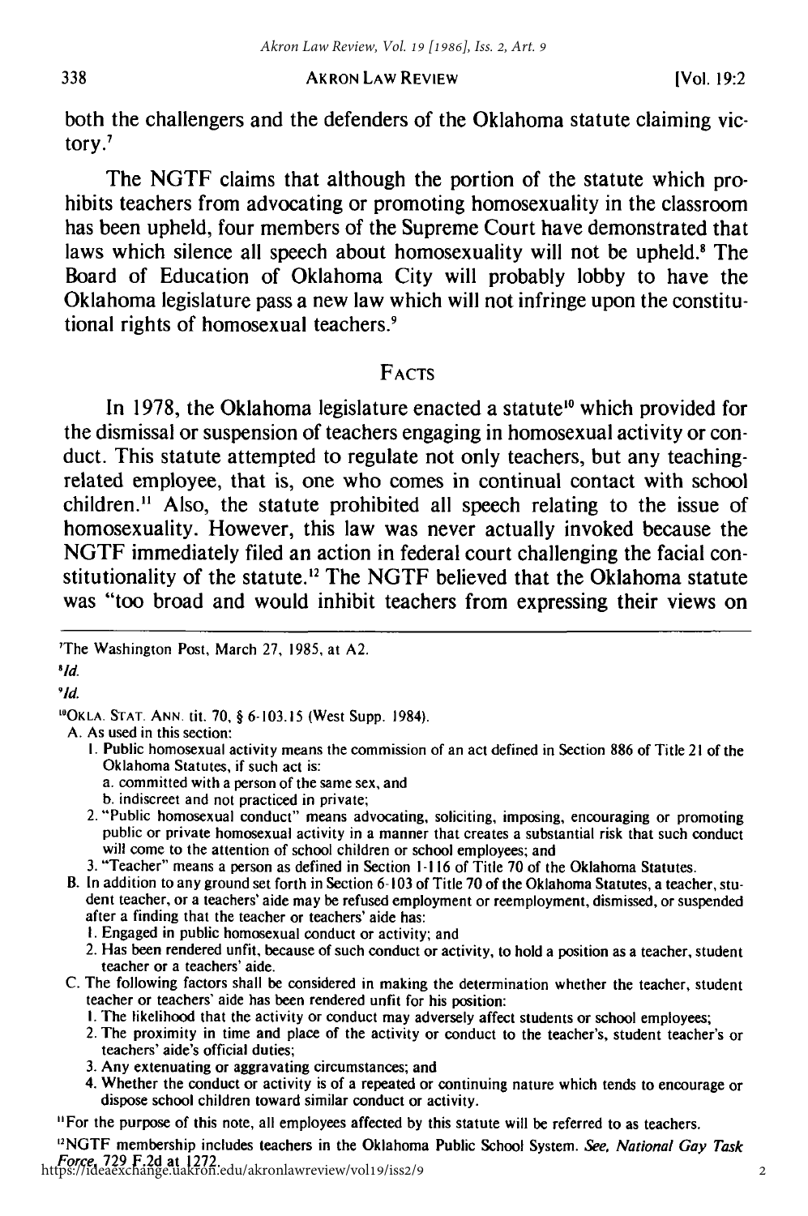both the challengers and the defenders of the Oklahoma statute claiming victory.[7]

The NGTF claims that although the portion of the statute which prohibits teachers from advocating or promoting homosexuality in the classroom has been upheld, four members of the Supreme Court have demonstrated that laws which silence all speech about homosexuality will not be upheld.[8] The Board of Education of Oklahoma City will probably lobby to have the Oklahoma legislature pass a new law which will not infringe upon the constitutional rights of homosexual teachers.[9]

## FACTS

In 1978, the Oklahoma legislature enacted a statute[10] which provided for the dismissal or suspension of teachers engaging in homosexual activity or conduct. This statute attempted to regulate not only teachers, but any teaching-related employee, that is, one who comes in continual contact with school children.[11] Also, the statute prohibited all speech relating to the issue of homosexuality. However, this law was never actually invoked because the NGTF immediately filed an action in federal court challenging the facial constitutionality of the statute.[12] The NGTF believed that the Oklahoma statute was "too broad and would inhibit teachers from expressing their views on

---

[7]The Washington Post, March 27, 1985, at A2.

[8]*Id.*

[9]*Id.*

[10]OKLA. STAT. ANN. tit. 70, § 6-103.15 (West Supp. 1984).

A. As used in this section:
1. Public homosexual activity means the commission of an act defined in Section 886 of Title 21 of the Oklahoma Statutes, if such act is:
   a. committed with a person of the same sex, and
   b. indiscreet and not practiced in private;
2. "Public homosexual conduct" means advocating, soliciting, imposing, encouraging or promoting public or private homosexual activity in a manner that creates a substantial risk that such conduct will come to the attention of school children or school employees; and
3. "Teacher" means a person as defined in Section 1-116 of Title 70 of the Oklahoma Statutes.

B. In addition to any ground set forth in Section 6-103 of Title 70 of the Oklahoma Statutes, a teacher, student teacher, or a teachers' aide may be refused employment or reemployment, dismissed, or suspended after a finding that the teacher or teachers' aide has:
1. Engaged in public homosexual conduct or activity; and
2. Has been rendered unfit, because of such conduct or activity, to hold a position as a teacher, student teacher or a teachers' aide.

C. The following factors shall be considered in making the determination whether the teacher, student teacher or teachers' aide has been rendered unfit for his position:
1. The likelihood that the activity or conduct may adversely affect students or school employees;
2. The proximity in time and place of the activity or conduct to the teacher's, student teacher's or teachers' aide's official duties;
3. Any extenuating or aggravating circumstances; and
4. Whether the conduct or activity is of a repeated or continuing nature which tends to encourage or dispose school children toward similar conduct or activity.

[11]For the purpose of this note, all employees affected by this statute will be referred to as teachers.

[12]NGTF membership includes teachers in the Oklahoma Public School System. *See, National Gay Task Force*, 729 F.2d at 1272.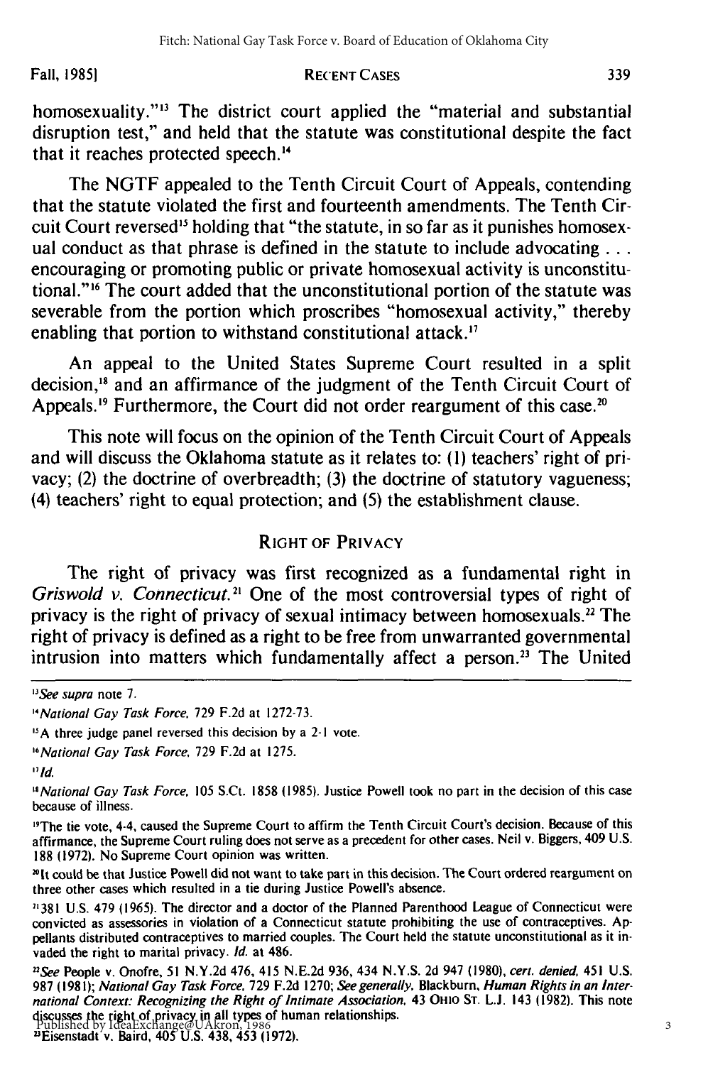homosexuality."[13] The district court applied the "material and substantial disruption test," and held that the statute was constitutional despite the fact that it reaches protected speech.[14]

The NGTF appealed to the Tenth Circuit Court of Appeals, contending that the statute violated the first and fourteenth amendments. The Tenth Circuit Court reversed[15] holding that "the statute, in so far as it punishes homosexual conduct as that phrase is defined in the statute to include advocating . . . encouraging or promoting public or private homosexual activity is unconstitutional."[16] The court added that the unconstitutional portion of the statute was severable from the portion which proscribes "homosexual activity," thereby enabling that portion to withstand constitutional attack.[17]

An appeal to the United States Supreme Court resulted in a split decision,[18] and an affirmance of the judgment of the Tenth Circuit Court of Appeals.[19] Furthermore, the Court did not order reargument of this case.[20]

This note will focus on the opinion of the Tenth Circuit Court of Appeals and will discuss the Oklahoma statute as it relates to: (1) teachers' right of privacy; (2) the doctrine of overbreadth; (3) the doctrine of statutory vagueness; (4) teachers' right to equal protection; and (5) the establishment clause.

## RIGHT OF PRIVACY

The right of privacy was first recognized as a fundamental right in *Griswold v. Connecticut*.[21] One of the most controversial types of right of privacy is the right of privacy of sexual intimacy between homosexuals.[22] The right of privacy is defined as a right to be free from unwarranted governmental intrusion into matters which fundamentally affect a person.[23] The United

---

[13] *See supra* note 7.

[14] *National Gay Task Force*, 729 F.2d at 1272-73.

[15] A three judge panel reversed this decision by a 2-1 vote.

[16] *National Gay Task Force*, 729 F.2d at 1275.

[17] *Id.*

[18] *National Gay Task Force*, 105 S.Ct. 1858 (1985). Justice Powell took no part in the decision of this case because of illness.

[19] The tie vote, 4-4, caused the Supreme Court to affirm the Tenth Circuit Court's decision. Because of this affirmance, the Supreme Court ruling does not serve as a precedent for other cases. Neil v. Biggers, 409 U.S. 188 (1972). No Supreme Court opinion was written.

[20] It could be that Justice Powell did not want to take part in this decision. The Court ordered reargument on three other cases which resulted in a tie during Justice Powell's absence.

[21] 381 U.S. 479 (1965). The director and a doctor of the Planned Parenthood League of Connecticut were convicted as assessories in violation of a Connecticut statute prohibiting the use of contraceptives. Appellants distributed contraceptives to married couples. The Court held the statute unconstitutional as it invaded the right to marital privacy. *Id.* at 486.

[22] *See* People v. Onofre, 51 N.Y.2d 476, 415 N.E.2d 936, 434 N.Y.S. 2d 947 (1980), *cert. denied*, 451 U.S. 987 (1981); *National Gay Task Force*, 729 F.2d 1270; *See generally*, Blackburn, *Human Rights in an International Context: Recognizing the Right of Intimate Association*, 43 OHIO ST. L.J. 143 (1982). This note discusses the right of privacy in all types of human relationships.

[23] Eisenstadt v. Baird, 405 U.S. 438, 453 (1972).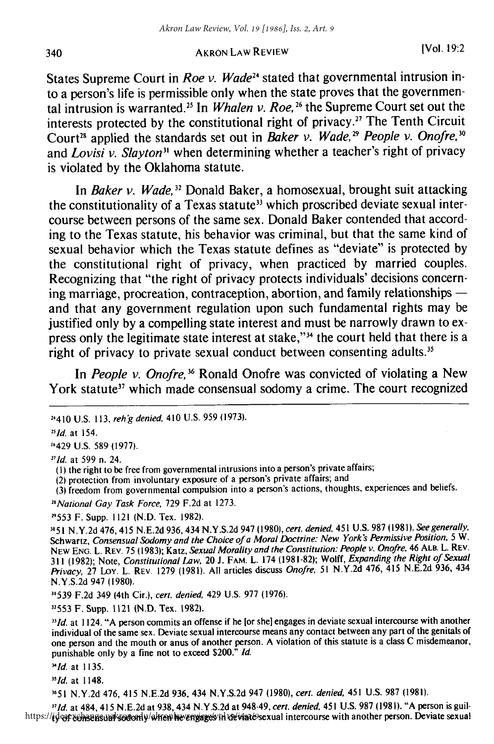States Supreme Court in *Roe v. Wade*[24] stated that governmental intrusion into a person's life is permissible only when the state proves that the governmental intrusion is warranted.[25] In *Whalen v. Roe*,[26] the Supreme Court set out the interests protected by the constitutional right of privacy.[27] The Tenth Circuit Court[28] applied the standards set out in *Baker v. Wade*,[29] *People v. Onofre*,[30] and *Lovisi v. Slayton*[31] when determining whether a teacher's right of privacy is violated by the Oklahoma statute.

In *Baker v. Wade*,[32] Donald Baker, a homosexual, brought suit attacking the constitutionality of a Texas statute[33] which proscribed deviate sexual intercourse between persons of the same sex. Donald Baker contended that according to the Texas statute, his behavior was criminal, but that the same kind of sexual behavior which the Texas statute defines as "deviate" is protected by the constitutional right of privacy, when practiced by married couples. Recognizing that "the right of privacy protects individuals' decisions concerning marriage, procreation, contraception, abortion, and family relationships — and that any government regulation upon such fundamental rights may be justified only by a compelling state interest and must be narrowly drawn to express only the legitimate state interest at stake,"[34] the court held that there is a right of privacy to private sexual conduct between consenting adults.[35]

In *People v. Onofre*,[36] Ronald Onofre was convicted of violating a New York statute[37] which made consensual sodomy a crime. The court recognized

---

[24] 410 U.S. 113, *reh'g denied*, 410 U.S. 959 (1973).

[25] *Id.* at 154.

[26] 429 U.S. 589 (1977).

[27] *Id.* at 599 n. 24.
(1) the right to be free from governmental intrusions into a person's private affairs;
(2) protection from involuntary exposure of a person's private affairs; and
(3) freedom from governmental compulsion into a person's actions, thoughts, experiences and beliefs.

[28] *National Gay Task Force*, 729 F.2d at 1273.

[29] 553 F. Supp. 1121 (N.D. Tex. 1982).

[30] 51 N.Y.2d 476, 415 N.E.2d 936, 434 N.Y.S.2d 947 (1980), *cert. denied*, 451 U.S. 987 (1981). *See generally*, Schwartz, *Consensual Sodomy and the Choice of a Moral Doctrine: New York's Permissive Position*, 5 W. NEW ENG. L. REV. 75 (1983); Katz, *Sexual Morality and the Constitution: People v. Onofre*, 46 ALB. L. REV. 311 (1982); Note, *Constitutional Law*, 20 J. FAM. L. 174 (1981-82); Wolff, *Expanding the Right of Sexual Privacy*, 27 LOY. L. REV. 1279 (1981). All articles discuss *Onofre*, 51 N.Y.2d 476, 415 N.E.2d 936, 434 N.Y.S.2d 947 (1980).

[31] 539 F.2d 349 (4th Cir.), *cert. denied*, 429 U.S. 977 (1976).

[32] 553 F. Supp. 1121 (N.D. Tex. 1982).

[33] *Id.* at 1124. "A person commits an offense if he [or she] engages in deviate sexual intercourse with another individual of the same sex. Deviate sexual intercourse means any contact between any part of the genitals of one person and the mouth or anus of another person. A violation of this statute is a class C misdemeanor, punishable only by a fine not to exceed $200." *Id.*

[34] *Id.* at 1135.

[35] *Id.* at 1148.

[36] 51 N.Y.2d 476, 415 N.E.2d 936, 434 N.Y.S.2d 947 (1980), *cert. denied*, 451 U.S. 987 (1981).

[37] *Id.* at 484, 415 N.E.2d at 938, 434 N.Y.S.2d at 948-49, *cert. denied*, 451 U.S. 987 (1981). "A person is guilty of consensual sodomy when he engages in deviate sexual intercourse with another person. Deviate sexual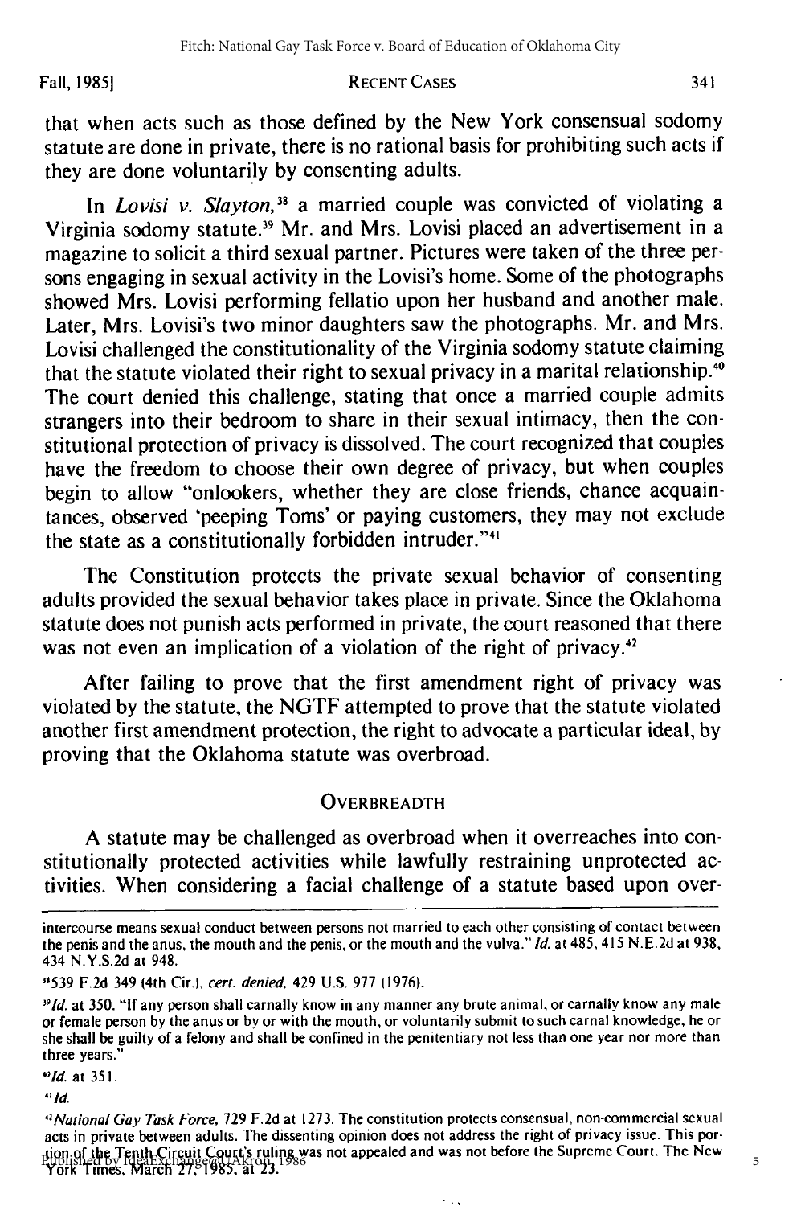that when acts such as those defined by the New York consensual sodomy statute are done in private, there is no rational basis for prohibiting such acts if they are done voluntarily by consenting adults.

In *Lovisi v. Slayton,*[38] a married couple was convicted of violating a Virginia sodomy statute.[39] Mr. and Mrs. Lovisi placed an advertisement in a magazine to solicit a third sexual partner. Pictures were taken of the three persons engaging in sexual activity in the Lovisi's home. Some of the photographs showed Mrs. Lovisi performing fellatio upon her husband and another male. Later, Mrs. Lovisi's two minor daughters saw the photographs. Mr. and Mrs. Lovisi challenged the constitutionality of the Virginia sodomy statute claiming that the statute violated their right to sexual privacy in a marital relationship.[40] The court denied this challenge, stating that once a married couple admits strangers into their bedroom to share in their sexual intimacy, then the constitutional protection of privacy is dissolved. The court recognized that couples have the freedom to choose their own degree of privacy, but when couples begin to allow "onlookers, whether they are close friends, chance acquaintances, observed 'peeping Toms' or paying customers, they may not exclude the state as a constitutionally forbidden intruder."[41]

The Constitution protects the private sexual behavior of consenting adults provided the sexual behavior takes place in private. Since the Oklahoma statute does not punish acts performed in private, the court reasoned that there was not even an implication of a violation of the right of privacy.[42]

After failing to prove that the first amendment right of privacy was violated by the statute, the NGTF attempted to prove that the statute violated another first amendment protection, the right to advocate a particular ideal, by proving that the Oklahoma statute was overbroad.

## OVERBREADTH

A statute may be challenged as overbroad when it overreaches into constitutionally protected activities while lawfully restraining unprotected activities. When considering a facial challenge of a statute based upon over-

---

intercourse means sexual conduct between persons not married to each other consisting of contact between the penis and the anus, the mouth and the penis, or the mouth and the vulva." *Id.* at 485, 415 N.E.2d at 938, 434 N.Y.S.2d at 948.

[38] 539 F.2d 349 (4th Cir.), *cert. denied*, 429 U.S. 977 (1976).

[39] *Id.* at 350. "If any person shall carnally know in any manner any brute animal, or carnally know any male or female person by the anus or by or with the mouth, or voluntarily submit to such carnal knowledge, he or she shall be guilty of a felony and shall be confined in the penitentiary not less than one year nor more than three years."

[40] *Id.* at 351.

[41] *Id.*

[42] *National Gay Task Force*, 729 F.2d at 1273. The constitution protects consensual, non-commercial sexual acts in private between adults. The dissenting opinion does not address the right of privacy issue. This portion of the Tenth Circuit Court's ruling was not appealed and was not before the Supreme Court. The New York Times, March 27, 1985, at 23.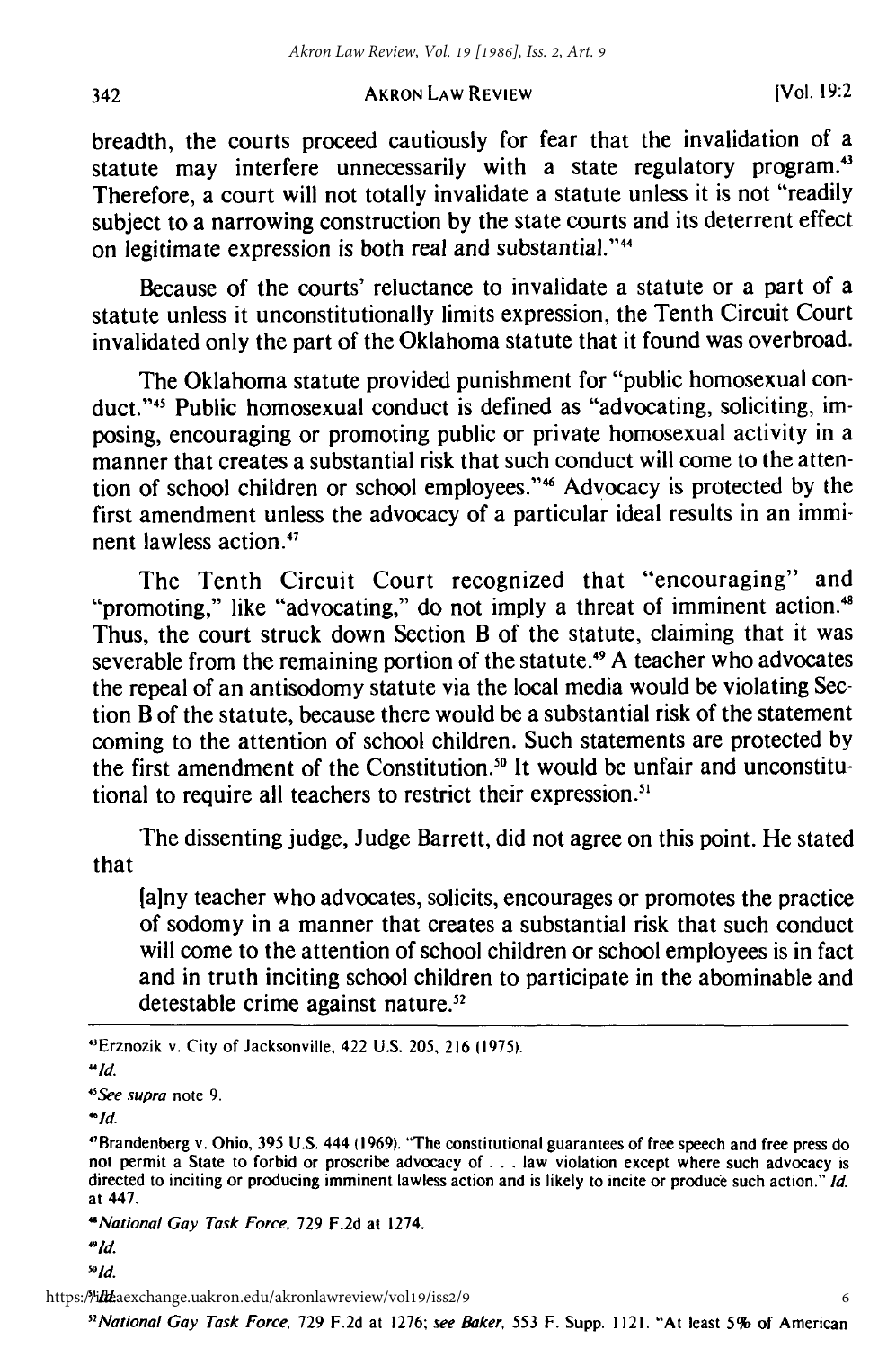breadth, the courts proceed cautiously for fear that the invalidation of a statute may interfere unnecessarily with a state regulatory program.[43] Therefore, a court will not totally invalidate a statute unless it is not "readily subject to a narrowing construction by the state courts and its deterrent effect on legitimate expression is both real and substantial."[44]

Because of the courts' reluctance to invalidate a statute or a part of a statute unless it unconstitutionally limits expression, the Tenth Circuit Court invalidated only the part of the Oklahoma statute that it found was overbroad.

The Oklahoma statute provided punishment for "public homosexual conduct."[45] Public homosexual conduct is defined as "advocating, soliciting, imposing, encouraging or promoting public or private homosexual activity in a manner that creates a substantial risk that such conduct will come to the attention of school children or school employees."[46] Advocacy is protected by the first amendment unless the advocacy of a particular ideal results in an imminent lawless action.[47]

The Tenth Circuit Court recognized that "encouraging" and "promoting," like "advocating," do not imply a threat of imminent action.[48] Thus, the court struck down Section B of the statute, claiming that it was severable from the remaining portion of the statute.[49] A teacher who advocates the repeal of an antisodomy statute via the local media would be violating Section B of the statute, because there would be a substantial risk of the statement coming to the attention of school children. Such statements are protected by the first amendment of the Constitution.[50] It would be unfair and unconstitutional to require all teachers to restrict their expression.[51]

The dissenting judge, Judge Barrett, did not agree on this point. He stated that

> [a]ny teacher who advocates, solicits, encourages or promotes the practice of sodomy in a manner that creates a substantial risk that such conduct will come to the attention of school children or school employees is in fact and in truth inciting school children to participate in the abominable and detestable crime against nature.[52]

---

[43] Erznozik v. City of Jacksonville, 422 U.S. 205, 216 (1975).

[44] *Id.*

[45] *See supra* note 9.

[46] *Id.*

[47] Brandenberg v. Ohio, 395 U.S. 444 (1969). "The constitutional guarantees of free speech and free press do not permit a State to forbid or proscribe advocacy of . . . law violation except where such advocacy is directed to inciting or producing imminent lawless action and is likely to incite or produce such action." *Id.* at 447.

[48] *National Gay Task Force*, 729 F.2d at 1274.

[49] *Id.*

[50] *Id.*

[51] *National Gay Task Force*, 729 F.2d at 1276; *see Baker*, 553 F. Supp. 1121. "At least 5% of American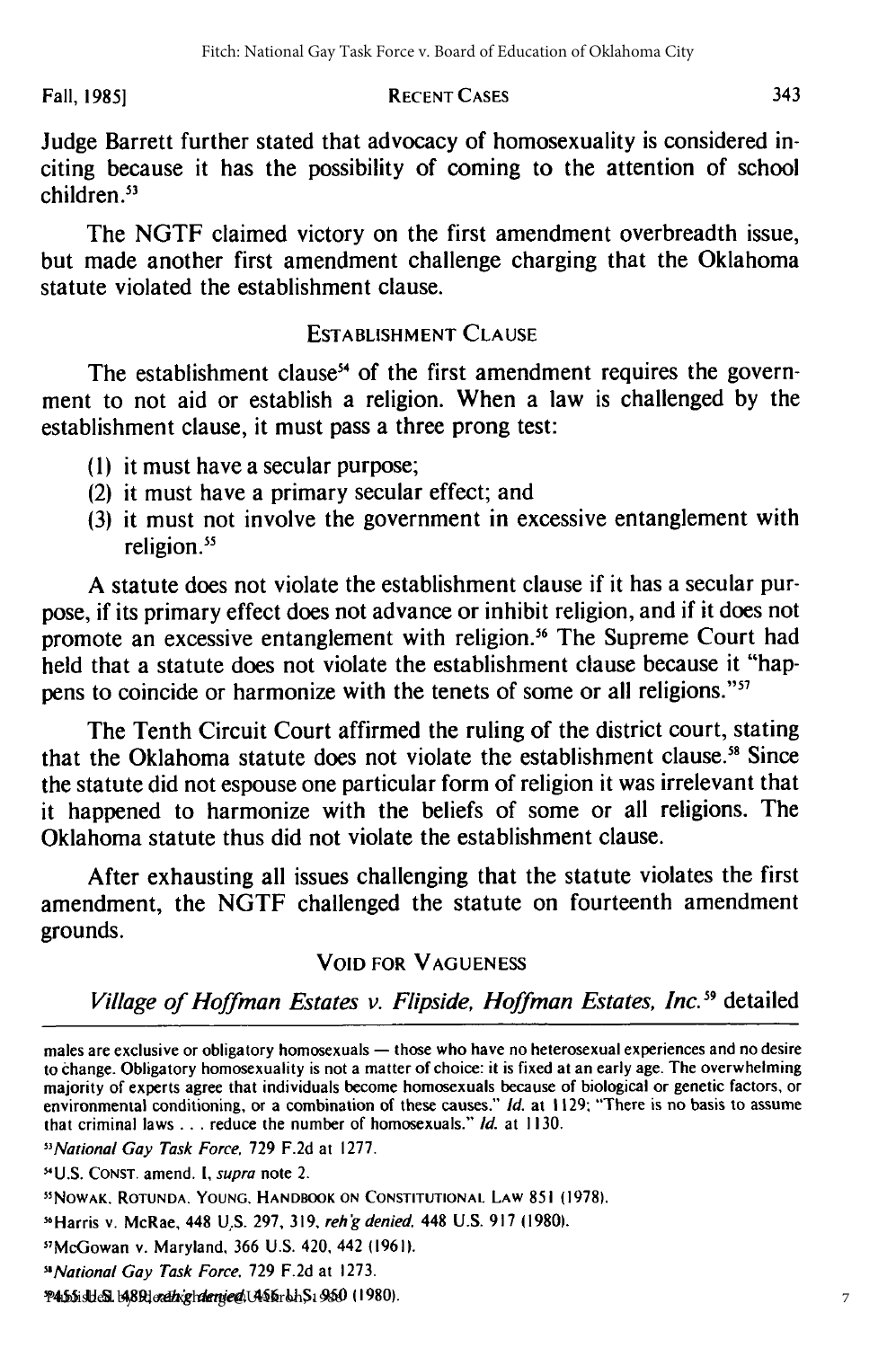Judge Barrett further stated that advocacy of homosexuality is considered inciting because it has the possibility of coming to the attention of school children.[53]

The NGTF claimed victory on the first amendment overbreadth issue, but made another first amendment challenge charging that the Oklahoma statute violated the establishment clause.

### ESTABLISHMENT CLAUSE

The establishment clause[54] of the first amendment requires the government to not aid or establish a religion. When a law is challenged by the establishment clause, it must pass a three prong test:

(1) it must have a secular purpose;
(2) it must have a primary secular effect; and
(3) it must not involve the government in excessive entanglement with religion.[55]

A statute does not violate the establishment clause if it has a secular purpose, if its primary effect does not advance or inhibit religion, and if it does not promote an excessive entanglement with religion.[56] The Supreme Court had held that a statute does not violate the establishment clause because it "happens to coincide or harmonize with the tenets of some or all religions."[57]

The Tenth Circuit Court affirmed the ruling of the district court, stating that the Oklahoma statute does not violate the establishment clause.[58] Since the statute did not espouse one particular form of religion it was irrelevant that it happened to harmonize with the beliefs of some or all religions. The Oklahoma statute thus did not violate the establishment clause.

After exhausting all issues challenging that the statute violates the first amendment, the NGTF challenged the statute on fourteenth amendment grounds.

### VOID FOR VAGUENESS

*Village of Hoffman Estates v. Flipside, Hoffman Estates, Inc.*[59] detailed

---

males are exclusive or obligatory homosexuals — those who have no heterosexual experiences and no desire to change. Obligatory homosexuality is not a matter of choice: it is fixed at an early age. The overwhelming majority of experts agree that individuals become homosexuals because of biological or genetic factors, or environmental conditioning, or a combination of these causes." *Id.* at 1129; "There is no basis to assume that criminal laws . . . reduce the number of homosexuals." *Id.* at 1130.

[53] *National Gay Task Force*, 729 F.2d at 1277.

[54] U.S. CONST. amend. I, *supra* note 2.

[55] NOWAK, ROTUNDA, YOUNG, HANDBOOK ON CONSTITUTIONAL LAW 851 (1978).

[56] Harris v. McRae, 448 U.S. 297, 319, *reh'g denied*, 448 U.S. 917 (1980).

[57] McGowan v. Maryland, 366 U.S. 420, 442 (1961).

[58] *National Gay Task Force*, 729 F.2d at 1273.

[59] 455 U.S. 489, *reh'g denied*, 456 U.S. 950 (1980).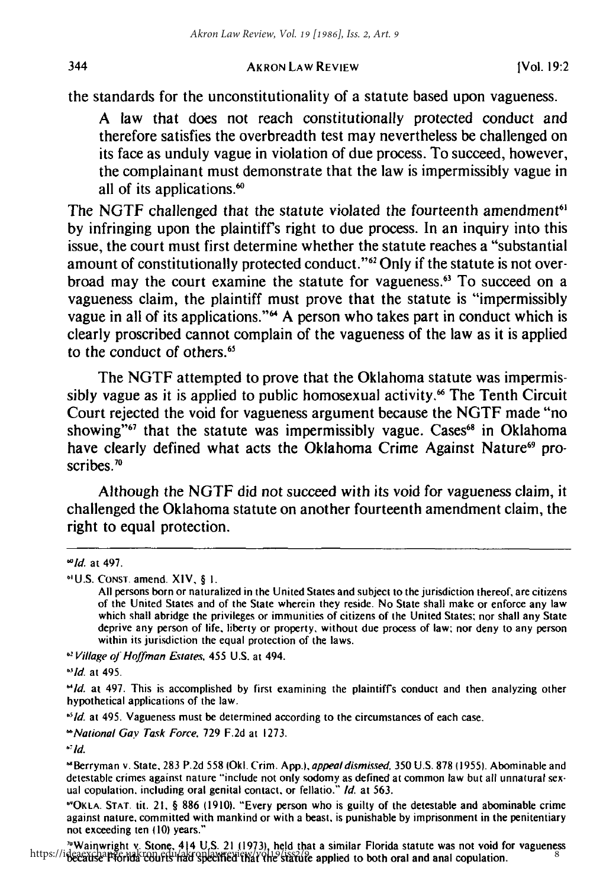the standards for the unconstitutionality of a statute based upon vagueness.

> A law that does not reach constitutionally protected conduct and therefore satisfies the overbreadth test may nevertheless be challenged on its face as unduly vague in violation of due process. To succeed, however, the complainant must demonstrate that the law is impermissibly vague in all of its applications.[60]

The NGTF challenged that the statute violated the fourteenth amendment[61] by infringing upon the plaintiff's right to due process. In an inquiry into this issue, the court must first determine whether the statute reaches a "substantial amount of constitutionally protected conduct."[62] Only if the statute is not overbroad may the court examine the statute for vagueness.[63] To succeed on a vagueness claim, the plaintiff must prove that the statute is "impermissibly vague in all of its applications."[64] A person who takes part in conduct which is clearly proscribed cannot complain of the vagueness of the law as it is applied to the conduct of others.[65]

The NGTF attempted to prove that the Oklahoma statute was impermissibly vague as it is applied to public homosexual activity.[66] The Tenth Circuit Court rejected the void for vagueness argument because the NGTF made "no showing"[67] that the statute was impermissibly vague. Cases[68] in Oklahoma have clearly defined what acts the Oklahoma Crime Against Nature[69] proscribes.[70]

Although the NGTF did not succeed with its void for vagueness claim, it challenged the Oklahoma statute on another fourteenth amendment claim, the right to equal protection.

---

[60] *Id.* at 497.

[61] U.S. CONST. amend. XIV, § 1.

All persons born or naturalized in the United States and subject to the jurisdiction thereof, are citizens of the United States and of the State wherein they reside. No State shall make or enforce any law which shall abridge the privileges or immunities of citizens of the United States; nor shall any State deprive any person of life, liberty or property, without due process of law; nor deny to any person within its jurisdiction the equal protection of the laws.

[62] *Village of Hoffman Estates*, 455 U.S. at 494.

[63] *Id.* at 495.

[64] *Id.* at 497. This is accomplished by first examining the plaintiff's conduct and then analyzing other hypothetical applications of the law.

[65] *Id.* at 495. Vagueness must be determined according to the circumstances of each case.

[66] *National Gay Task Force*, 729 F.2d at 1273.

[67] *Id.*

[68] Berryman v. State, 283 P.2d 558 (Okl. Crim. App.), *appeal dismissed*, 350 U.S. 878 (1955). Abominable and detestable crimes against nature "include not only sodomy as defined at common law but all unnatural sexual copulation, including oral genital contact, or fellatio." *Id.* at 563.

[69] OKLA. STAT. tit. 21, § 886 (1910). "Every person who is guilty of the detestable and abominable crime against nature, committed with mankind or with a beast, is punishable by imprisonment in the penitentiary not exceeding ten (10) years."

[70] Wainwright v. Stone, 414 U.S. 21 (1973), held that a similar Florida statute was not void for vagueness because Florida courts had specified that the statute applied to both oral and anal copulation.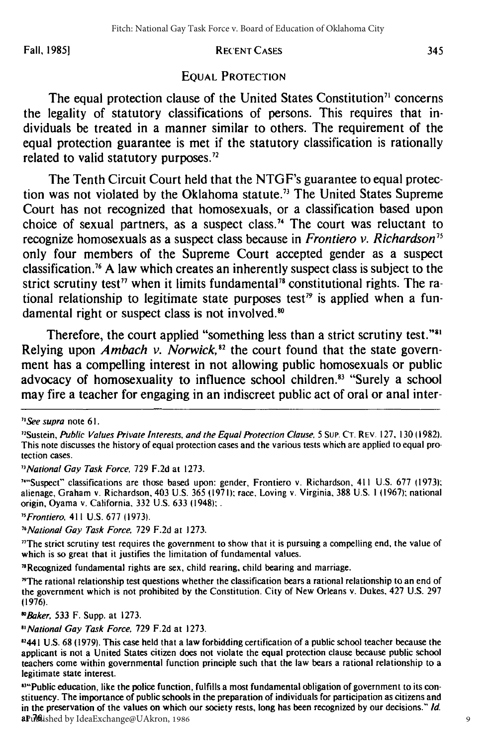## EQUAL PROTECTION

The equal protection clause of the United States Constitution[71] concerns the legality of statutory classifications of persons. This requires that individuals be treated in a manner similar to others. The requirement of the equal protection guarantee is met if the statutory classification is rationally related to valid statutory purposes.[72]

The Tenth Circuit Court held that the NTGF's guarantee to equal protection was not violated by the Oklahoma statute.[73] The United States Supreme Court has not recognized that homosexuals, or a classification based upon choice of sexual partners, as a suspect class.[74] The court was reluctant to recognize homosexuals as a suspect class because in *Frontiero v. Richardson*[75] only four members of the Supreme Court accepted gender as a suspect classification.[76] A law which creates an inherently suspect class is subject to the strict scrutiny test[77] when it limits fundamental[78] constitutional rights. The rational relationship to legitimate state purposes test[79] is applied when a fundamental right or suspect class is not involved.[80]

Therefore, the court applied "something less than a strict scrutiny test."[81] Relying upon *Ambach v. Norwick*,[82] the court found that the state government has a compelling interest in not allowing public homosexuals or public advocacy of homosexuality to influence school children.[83] "Surely a school may fire a teacher for engaging in an indiscreet public act of oral or anal inter-

---

[71] *See supra* note 61.

[72] Sustein, *Public Values Private Interests, and the Equal Protection Clause*, 5 SUP. CT. REV. 127, 130 (1982). This note discusses the history of equal protection cases and the various tests which are applied to equal protection cases.

[73] *National Gay Task Force*, 729 F.2d at 1273.

[74] "Suspect" classifications are those based upon: gender, Frontiero v. Richardson, 411 U.S. 677 (1973); alienage, Graham v. Richardson, 403 U.S. 365 (1971); race, Loving v. Virginia, 388 U.S. 1 (1967); national origin, Oyama v. California, 332 U.S. 633 (1948);.

[75] *Frontiero*, 411 U.S. 677 (1973).

[76] *National Gay Task Force*, 729 F.2d at 1273.

[77] The strict scrutiny test requires the government to show that it is pursuing a compelling end, the value of which is so great that it justifies the limitation of fundamental values.

[78] Recognized fundamental rights are sex, child rearing, child bearing and marriage.

[79] The rational relationship test questions whether the classification bears a rational relationship to an end of the government which is not prohibited by the Constitution. City of New Orleans v. Dukes, 427 U.S. 297 (1976).

[80] *Baker*, 533 F. Supp. at 1273.

[81] *National Gay Task Force*, 729 F.2d at 1273.

[82] 441 U.S. 68 (1979). This case held that a law forbidding certification of a public school teacher because the applicant is not a United States citizen does not violate the equal protection clause because public school teachers come within governmental function principle such that the law bears a rational relationship to a legitimate state interest.

[83] "Public education, like the police function, fulfills a most fundamental obligation of government to its constituency. The importance of public schools in the preparation of individuals for participation as citizens and in the preservation of the values on which our society rests, long has been recognized by our decisions." *Id.* at 76.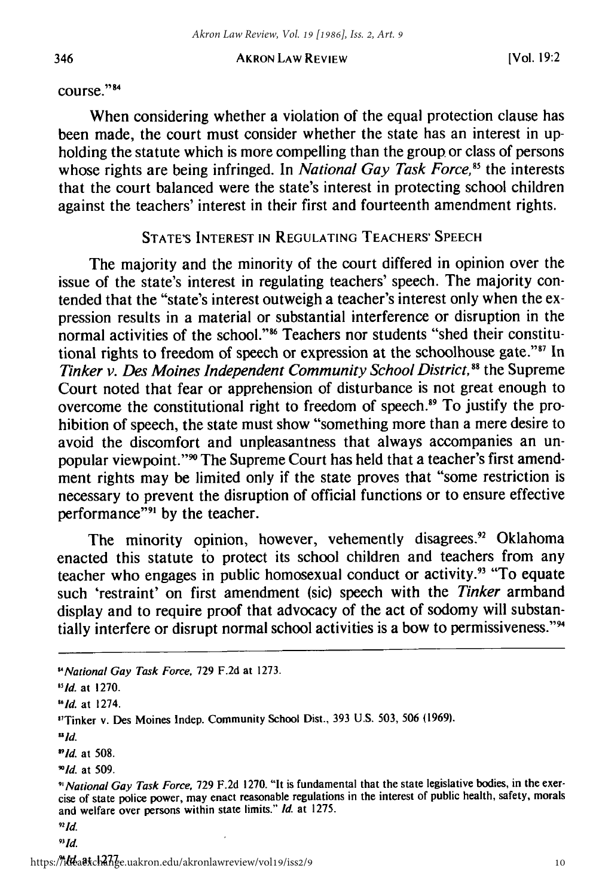course."[84]

When considering whether a violation of the equal protection clause has been made, the court must consider whether the state has an interest in upholding the statute which is more compelling than the group or class of persons whose rights are being infringed. In *National Gay Task Force*,[85] the interests that the court balanced were the state's interest in protecting school children against the teachers' interest in their first and fourteenth amendment rights.

## STATE'S INTEREST IN REGULATING TEACHERS' SPEECH

The majority and the minority of the court differed in opinion over the issue of the state's interest in regulating teachers' speech. The majority contended that the "state's interest outweigh a teacher's interest only when the expression results in a material or substantial interference or disruption in the normal activities of the school."[86] Teachers nor students "shed their constitutional rights to freedom of speech or expression at the schoolhouse gate."[87] In *Tinker v. Des Moines Independent Community School District*,[88] the Supreme Court noted that fear or apprehension of disturbance is not great enough to overcome the constitutional right to freedom of speech.[89] To justify the prohibition of speech, the state must show "something more than a mere desire to avoid the discomfort and unpleasantness that always accompanies an unpopular viewpoint."[90] The Supreme Court has held that a teacher's first amendment rights may be limited only if the state proves that "some restriction is necessary to prevent the disruption of official functions or to ensure effective performance"[91] by the teacher.

The minority opinion, however, vehemently disagrees.[92] Oklahoma enacted this statute to protect its school children and teachers from any teacher who engages in public homosexual conduct or activity.[93] "To equate such 'restraint' on first amendment (sic) speech with the *Tinker* armband display and to require proof that advocacy of the act of sodomy will substantially interfere or disrupt normal school activities is a bow to permissiveness."[94]

---

[84] *National Gay Task Force*, 729 F.2d at 1273.

[85] *Id.* at 1270.

[86] *Id.* at 1274.

[87] Tinker v. Des Moines Indep. Community School Dist., 393 U.S. 503, 506 (1969).

[88] *Id.*

[89] *Id.* at 508.

[90] *Id.* at 509.

[91] *National Gay Task Force*, 729 F.2d 1270. "It is fundamental that the state legislative bodies, in the exercise of state police power, may enact reasonable regulations in the interest of public health, safety, morals and welfare over persons within state limits." *Id.* at 1275.

[92] *Id.*

[93] *Id.*

[94] *Id.* at 1277.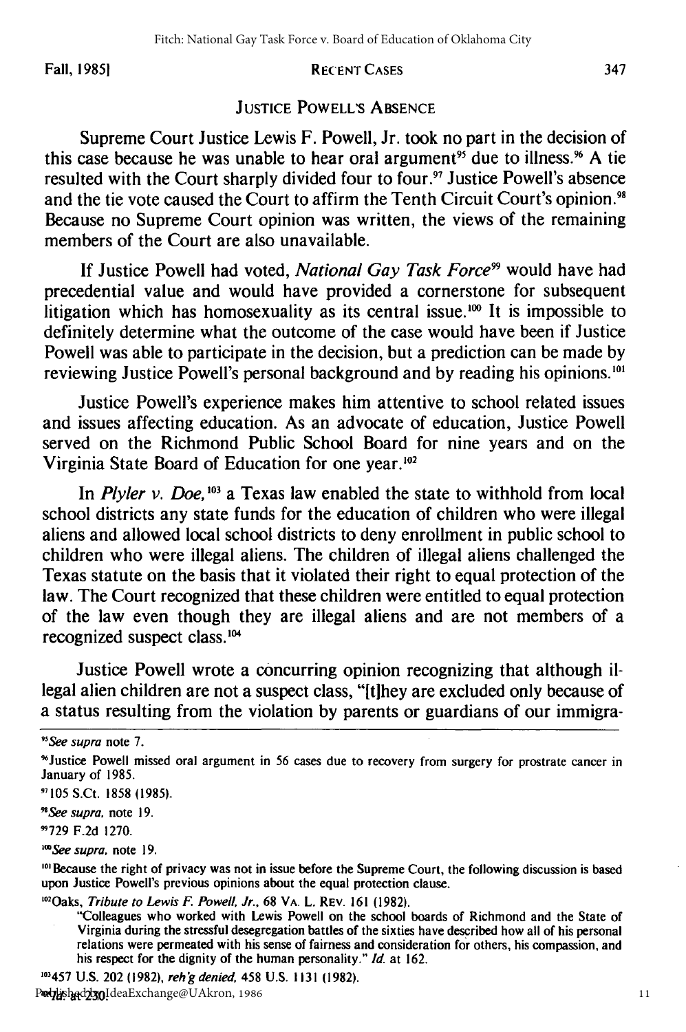## JUSTICE POWELL'S ABSENCE

Supreme Court Justice Lewis F. Powell, Jr. took no part in the decision of this case because he was unable to hear oral argument[95] due to illness.[96] A tie resulted with the Court sharply divided four to four.[97] Justice Powell's absence and the tie vote caused the Court to affirm the Tenth Circuit Court's opinion.[98] Because no Supreme Court opinion was written, the views of the remaining members of the Court are also unavailable.

If Justice Powell had voted, *National Gay Task Force*[99] would have had precedential value and would have provided a cornerstone for subsequent litigation which has homosexuality as its central issue.[100] It is impossible to definitely determine what the outcome of the case would have been if Justice Powell was able to participate in the decision, but a prediction can be made by reviewing Justice Powell's personal background and by reading his opinions.[101]

Justice Powell's experience makes him attentive to school related issues and issues affecting education. As an advocate of education, Justice Powell served on the Richmond Public School Board for nine years and on the Virginia State Board of Education for one year.[102]

In *Plyler v. Doe*,[103] a Texas law enabled the state to withhold from local school districts any state funds for the education of children who were illegal aliens and allowed local school districts to deny enrollment in public school to children who were illegal aliens. The children of illegal aliens challenged the Texas statute on the basis that it violated their right to equal protection of the law. The Court recognized that these children were entitled to equal protection of the law even though they are illegal aliens and are not members of a recognized suspect class.[104]

Justice Powell wrote a concurring opinion recognizing that although illegal alien children are not a suspect class, "[t]hey are excluded only because of a status resulting from the violation by parents or guardians of our immigra-

---

[95] *See supra* note 7.

[96] Justice Powell missed oral argument in 56 cases due to recovery from surgery for prostrate cancer in January of 1985.

[97] 105 S.Ct. 1858 (1985).

[98] *See supra*, note 19.

[99] 729 F.2d 1270.

[100] *See supra*, note 19.

[101] Because the right of privacy was not in issue before the Supreme Court, the following discussion is based upon Justice Powell's previous opinions about the equal protection clause.

[102] Oaks, *Tribute to Lewis F. Powell, Jr.*, 68 VA. L. REV. 161 (1982).

"Colleagues who worked with Lewis Powell on the school boards of Richmond and the State of Virginia during the stressful desegregation battles of the sixties have described how all of his personal relations were permeated with his sense of fairness and consideration for others, his compassion, and his respect for the dignity of the human personality." *Id.* at 162.

[103] 457 U.S. 202 (1982), *reh'g denied*, 458 U.S. 1131 (1982).

[104] *Id.* at 230.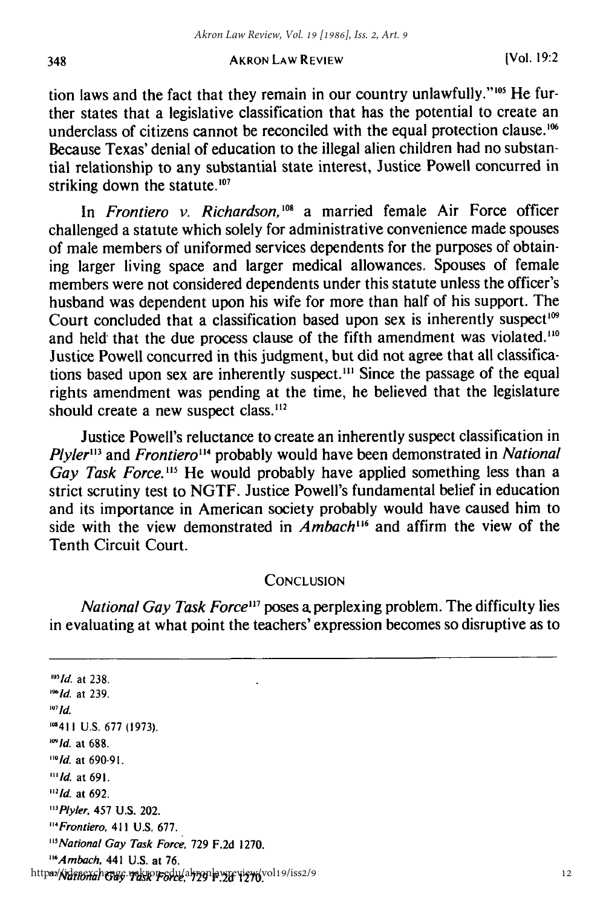tion laws and the fact that they remain in our country unlawfully."[105] He further states that a legislative classification that has the potential to create an underclass of citizens cannot be reconciled with the equal protection clause.[106] Because Texas' denial of education to the illegal alien children had no substantial relationship to any substantial state interest, Justice Powell concurred in striking down the statute.[107]

In *Frontiero v. Richardson,*[108] a married female Air Force officer challenged a statute which solely for administrative convenience made spouses of male members of uniformed services dependents for the purposes of obtaining larger living space and larger medical allowances. Spouses of female members were not considered dependents under this statute unless the officer's husband was dependent upon his wife for more than half of his support. The Court concluded that a classification based upon sex is inherently suspect[109] and held that the due process clause of the fifth amendment was violated.[110] Justice Powell concurred in this judgment, but did not agree that all classifications based upon sex are inherently suspect.[111] Since the passage of the equal rights amendment was pending at the time, he believed that the legislature should create a new suspect class.[112]

Justice Powell's reluctance to create an inherently suspect classification in *Plyler*[113] and *Frontiero*[114] probably would have been demonstrated in *National Gay Task Force.*[115] He would probably have applied something less than a strict scrutiny test to NGTF. Justice Powell's fundamental belief in education and its importance in American society probably would have caused him to side with the view demonstrated in *Ambach*[116] and affirm the view of the Tenth Circuit Court.

## CONCLUSION

*National Gay Task Force*[117] poses a perplexing problem. The difficulty lies in evaluating at what point the teachers' expression becomes so disruptive as to

---

[105] *Id.* at 238.
[106] *Id.* at 239.
[107] *Id.*
[108] 411 U.S. 677 (1973).
[109] *Id.* at 688.
[110] *Id.* at 690-91.
[111] *Id.* at 691.
[112] *Id.* at 692.
[113] *Plyler,* 457 U.S. 202.
[114] *Frontiero,* 411 U.S. 677.
[115] *National Gay Task Force,* 729 F.2d 1270.
[116] *Ambach,* 441 U.S. at 76.
[117] *National Gay Task Force,* 729 F.2d 1270.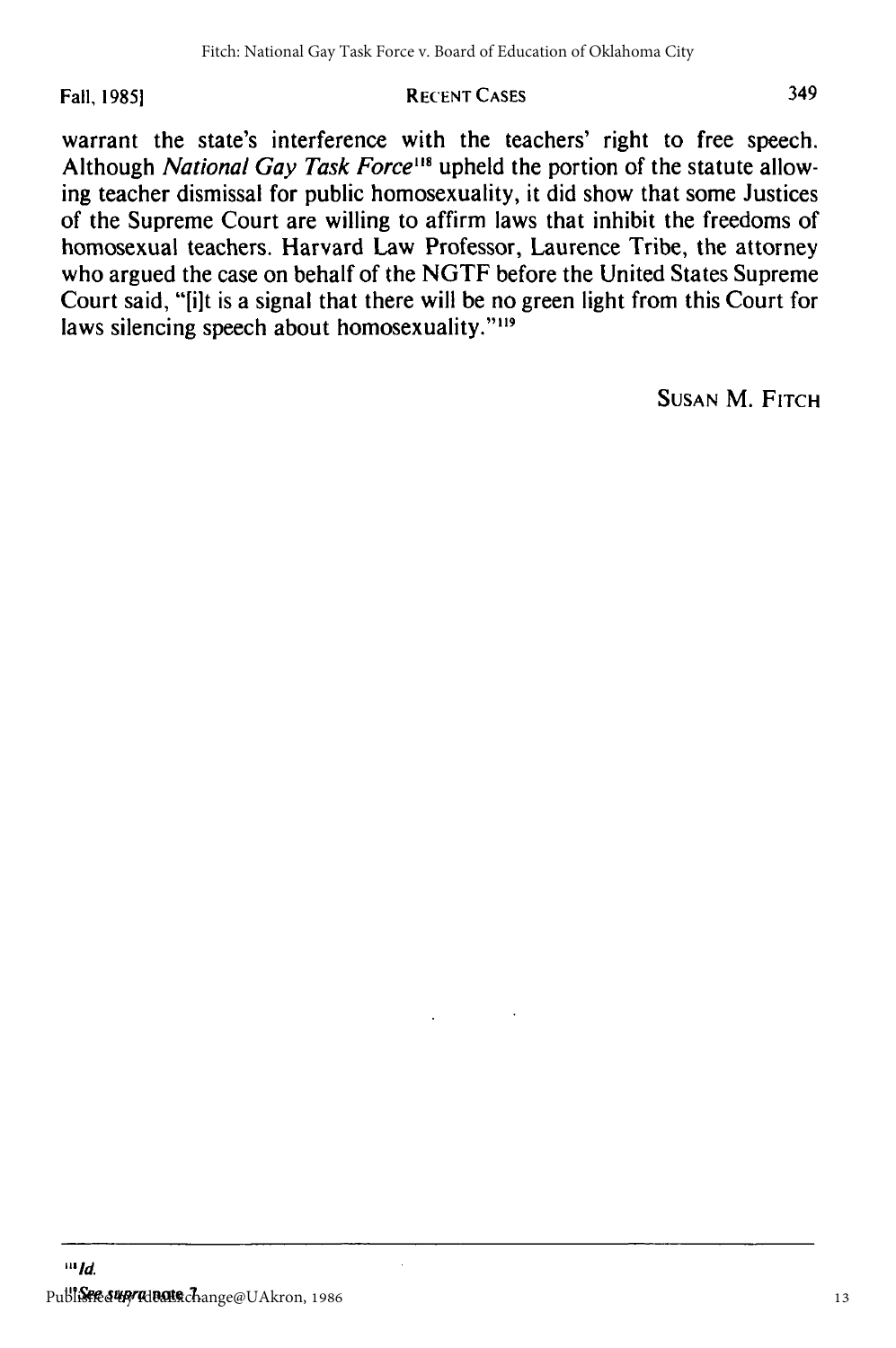warrant the state's interference with the teachers' right to free speech. Although *National Gay Task Force*[118] upheld the portion of the statute allowing teacher dismissal for public homosexuality, it did show that some Justices of the Supreme Court are willing to affirm laws that inhibit the freedoms of homosexual teachers. Harvard Law Professor, Laurence Tribe, the attorney who argued the case on behalf of the NGTF before the United States Supreme Court said, "[i]t is a signal that there will be no green light from this Court for laws silencing speech about homosexuality."[119]

SUSAN M. FITCH

---

[118] *Id.*

[119] *See supra* note 7.